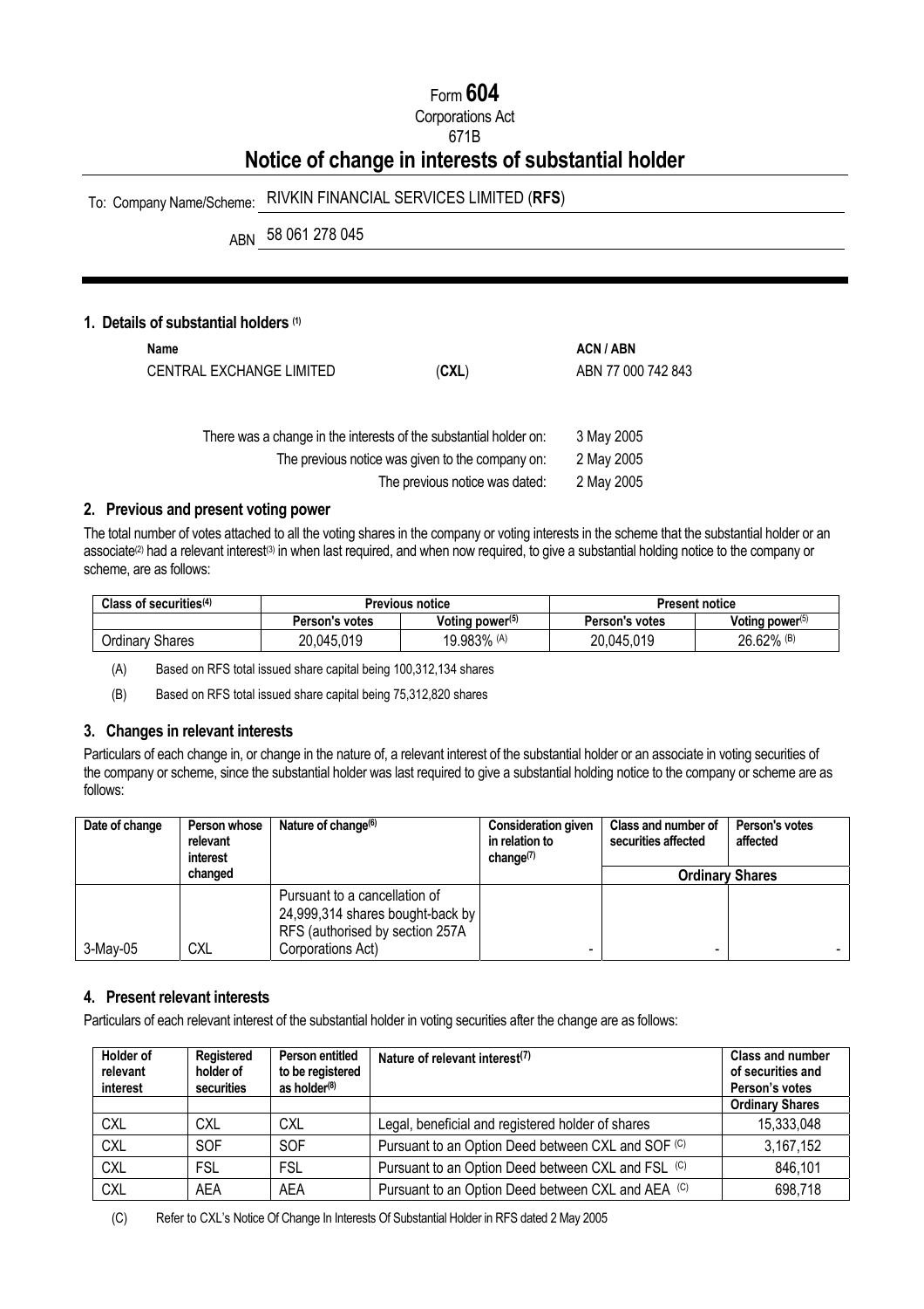Form **604**

Corporations Act

671B

# Notice of change in interests of substantial holder

To: Company Name/Scheme: RIVKIN FINANCIAL SERVICES LIMITED (**RFS**)

ABN 58 061 278 045

## 1. Details of substantial holders [(1)]

| Name | | ACN / ABN |
|---|---|---|
| CENTRAL EXCHANGE LIMITED | (**CXL**) | ABN 77 000 742 843 |

There was a change in the interests of the substantial holder on: 3 May 2005

The previous notice was given to the company on: 2 May 2005

The previous notice was dated: 2 May 2005

## 2. Previous and present voting power

The total number of votes attached to all the voting shares in the company or voting interests in the scheme that the substantial holder or an associate[(2)] had a relevant interest[(3)] in when last required, and when now required, to give a substantial holding notice to the company or scheme, are as follows:

| Class of securities[(4)] | Previous notice | | Present notice | |
|---|---|---|---|---|
| | Person's votes | Voting power[(5)] | Person's votes | Voting power[(5)] |
| Ordinary Shares | 20,045,019 | 19.983% [(A)] | 20,045,019 | 26.62% [(B)] |

(A) Based on RFS total issued share capital being 100,312,134 shares

(B) Based on RFS total issued share capital being 75,312,820 shares

## 3. Changes in relevant interests

Particulars of each change in, or change in the nature of, a relevant interest of the substantial holder or an associate in voting securities of the company or scheme, since the substantial holder was last required to give a substantial holding notice to the company or scheme are as follows:

| Date of change | Person whose relevant interest changed | Nature of change[(6)] | Consideration given in relation to change[(7)] | Class and number of securities affected | Person's votes affected |
|---|---|---|---|---|---|
| | | | | Ordinary Shares | |
| 3-May-05 | CXL | Pursuant to a cancellation of 24,999,314 shares bought-back by RFS (authorised by section 257A Corporations Act) | - | - | - |

## 4. Present relevant interests

Particulars of each relevant interest of the substantial holder in voting securities after the change are as follows:

| Holder of relevant interest | Registered holder of securities | Person entitled to be registered as holder[(8)] | Nature of relevant interest[(7)] | Class and number of securities and Person's votes |
|---|---|---|---|---|
| | | | | Ordinary Shares |
| CXL | CXL | CXL | Legal, beneficial and registered holder of shares | 15,333,048 |
| CXL | SOF | SOF | Pursuant to an Option Deed between CXL and SOF [(C)] | 3,167,152 |
| CXL | FSL | FSL | Pursuant to an Option Deed between CXL and FSL [(C)] | 846,101 |
| CXL | AEA | AEA | Pursuant to an Option Deed between CXL and AEA [(C)] | 698,718 |

(C) Refer to CXL's Notice Of Change In Interests Of Substantial Holder in RFS dated 2 May 2005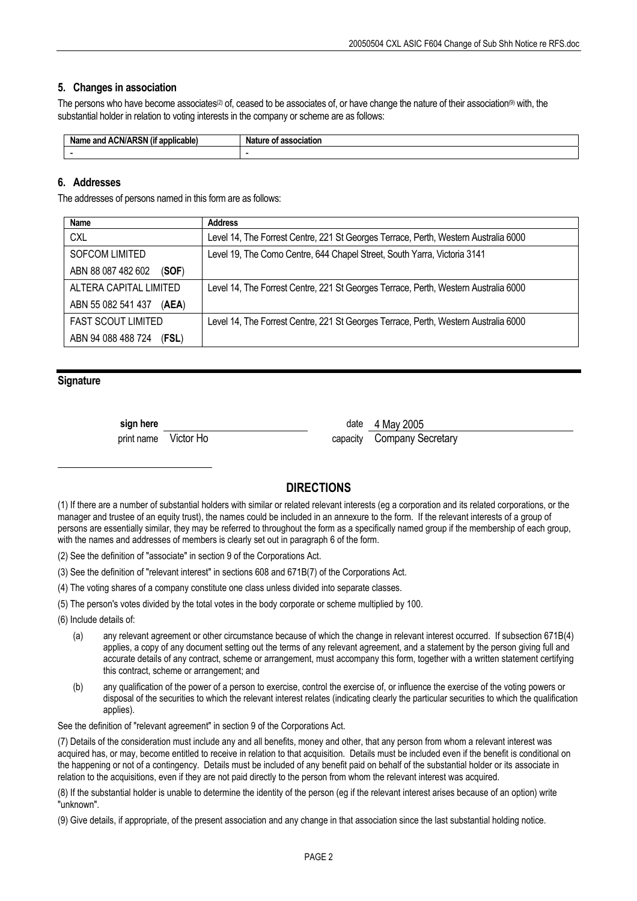## 5. Changes in association

The persons who have become associates[2] of, ceased to be associates of, or have change the nature of their association[9] with, the substantial holder in relation to voting interests in the company or scheme are as follows:

| Name and ACN/ARSN (if applicable) | Nature of association |
|---|---|
| - | - |

## 6. Addresses

The addresses of persons named in this form are as follows:

| Name | Address |
|---|---|
| CXL | Level 14, The Forrest Centre, 221 St Georges Terrace, Perth, Western Australia 6000 |
| SOFCOM LIMITED ABN 88 087 482 602 (**SOF**) | Level 19, The Como Centre, 644 Chapel Street, South Yarra, Victoria 3141 |
| ALTERA CAPITAL LIMITED ABN 55 082 541 437 (**AEA**) | Level 14, The Forrest Centre, 221 St Georges Terrace, Perth, Western Australia 6000 |
| FAST SCOUT LIMITED ABN 94 088 488 724 (**FSL**) | Level 14, The Forrest Centre, 221 St Georges Terrace, Perth, Western Australia 6000 |

## Signature

**sign here** ______________________ date 4 May 2005

print name Victor Ho capacity Company Secretary

## DIRECTIONS

(1) If there are a number of substantial holders with similar or related relevant interests (eg a corporation and its related corporations, or the manager and trustee of an equity trust), the names could be included in an annexure to the form. If the relevant interests of a group of persons are essentially similar, they may be referred to throughout the form as a specifically named group if the membership of each group, with the names and addresses of members is clearly set out in paragraph 6 of the form.

(2) See the definition of "associate" in section 9 of the Corporations Act.

(3) See the definition of "relevant interest" in sections 608 and 671B(7) of the Corporations Act.

(4) The voting shares of a company constitute one class unless divided into separate classes.

(5) The person's votes divided by the total votes in the body corporate or scheme multiplied by 100.

(6) Include details of:

(a) any relevant agreement or other circumstance because of which the change in relevant interest occurred. If subsection 671B(4) applies, a copy of any document setting out the terms of any relevant agreement, and a statement by the person giving full and accurate details of any contract, scheme or arrangement, must accompany this form, together with a written statement certifying this contract, scheme or arrangement; and

(b) any qualification of the power of a person to exercise, control the exercise of, or influence the exercise of the voting powers or disposal of the securities to which the relevant interest relates (indicating clearly the particular securities to which the qualification applies).

See the definition of "relevant agreement" in section 9 of the Corporations Act.

(7) Details of the consideration must include any and all benefits, money and other, that any person from whom a relevant interest was acquired has, or may, become entitled to receive in relation to that acquisition. Details must be included even if the benefit is conditional on the happening or not of a contingency. Details must be included of any benefit paid on behalf of the substantial holder or its associate in relation to the acquisitions, even if they are not paid directly to the person from whom the relevant interest was acquired.

(8) If the substantial holder is unable to determine the identity of the person (eg if the relevant interest arises because of an option) write "unknown".

(9) Give details, if appropriate, of the present association and any change in that association since the last substantial holding notice.